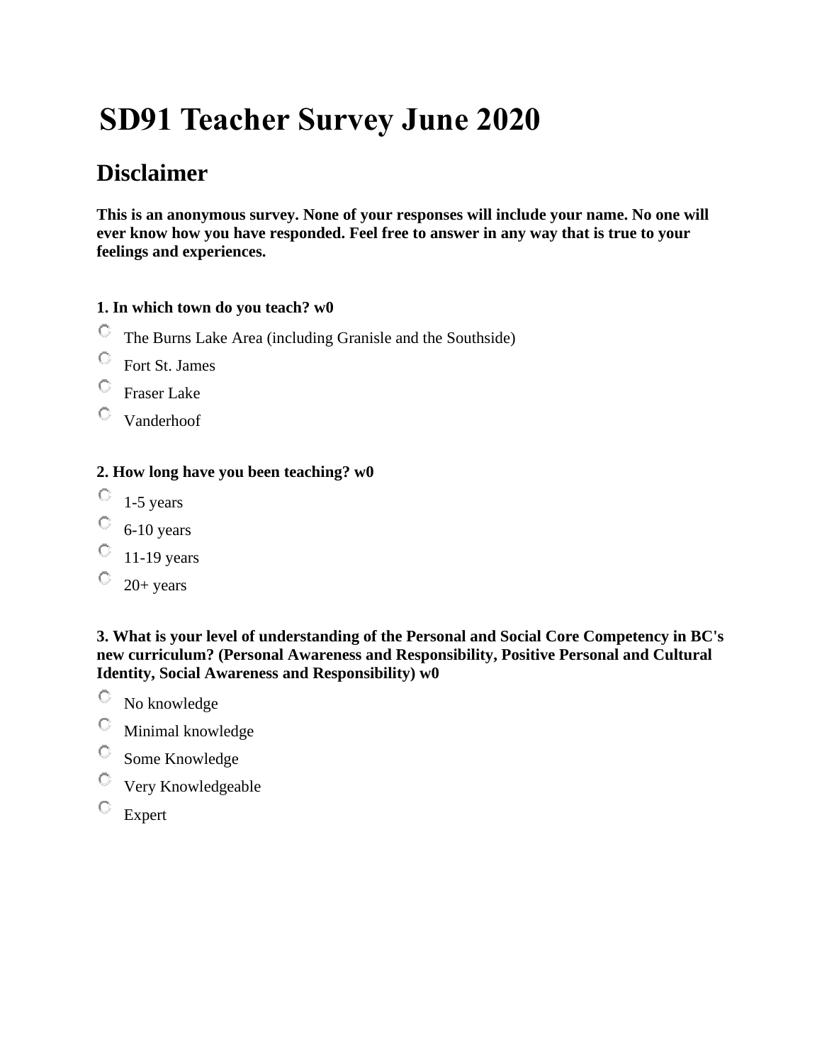# SD91 Teacher Survey June 2020

## Disclaimer

**This is an anonymous survey. None of your responses will include your name. No one will ever know how you have responded. Feel free to answer in any way that is true to your feelings and experiences.**

**1. In which town do you teach? w0**

- The Burns Lake Area (including Granisle and the Southside)
- Fort St. James
- Fraser Lake
- Vanderhoof

**2. How long have you been teaching? w0**

- 1-5 years
- 6-10 years
- 11-19 years
- 20+ years

**3. What is your level of understanding of the Personal and Social Core Competency in BC's new curriculum? (Personal Awareness and Responsibility, Positive Personal and Cultural Identity, Social Awareness and Responsibility) w0**

- No knowledge
- Minimal knowledge
- Some Knowledge
- Very Knowledgeable
- Expert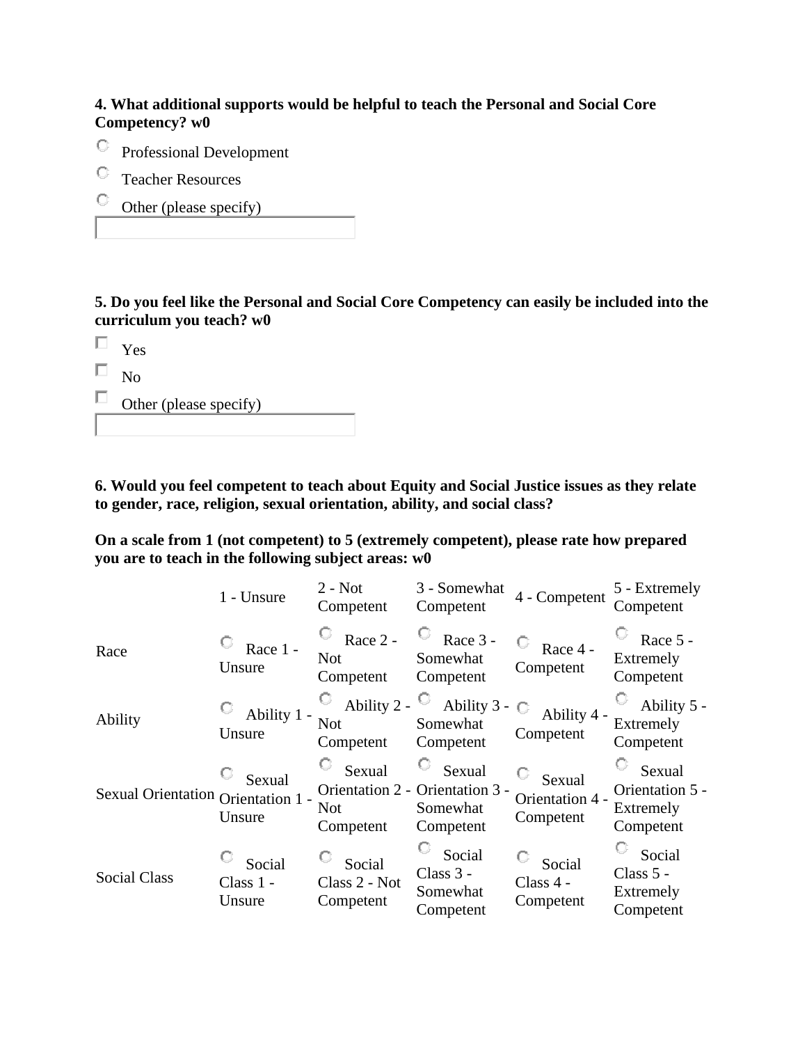**4. What additional supports would be helpful to teach the Personal and Social Core Competency? w0**

- Professional Development
- Teacher Resources
- Other (please specify)

**5. Do you feel like the Personal and Social Core Competency can easily be included into the curriculum you teach? w0**

- Yes
- No
- Other (please specify)

**6. Would you feel competent to teach about Equity and Social Justice issues as they relate to gender, race, religion, sexual orientation, ability, and social class?**

**On a scale from 1 (not competent) to 5 (extremely competent), please rate how prepared you are to teach in the following subject areas: w0**

| | 1 - Unsure | 2 - Not Competent | 3 - Somewhat Competent | 4 - Competent | 5 - Extremely Competent |
|---|---|---|---|---|---|
| Race | Race 1 - Unsure | Race 2 - Not Competent | Race 3 - Somewhat Competent | Race 4 - Competent | Race 5 - Extremely Competent |
| Ability | Ability 1 - Unsure | Ability 2 - Not Competent | Ability 3 - Somewhat Competent | Ability 4 - Competent | Ability 5 - Extremely Competent |
| Sexual Orientation | Sexual Orientation 1 - Unsure | Sexual Orientation 2 - Not Competent | Sexual Orientation 3 - Somewhat Competent | Sexual Orientation 4 - Competent | Sexual Orientation 5 - Extremely Competent |
| Social Class | Social Class 1 - Unsure | Social Class 2 - Not Competent | Social Class 3 - Somewhat Competent | Social Class 4 - Competent | Social Class 5 - Extremely Competent |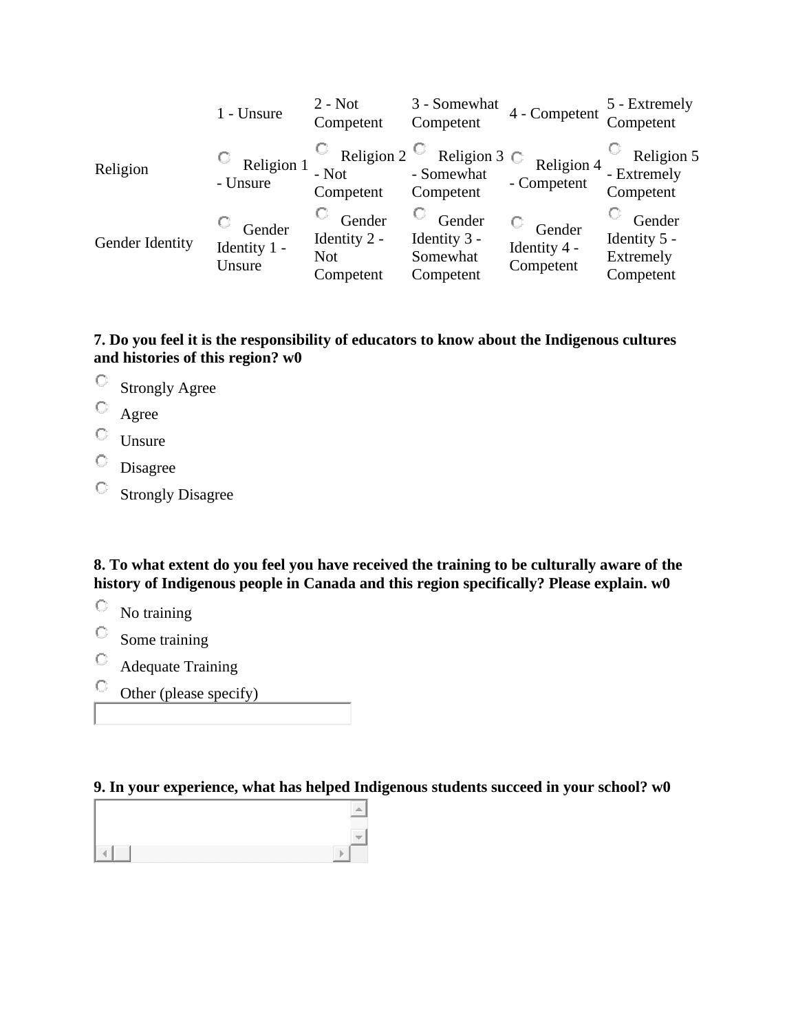| | 1 - Unsure | 2 - Not Competent | 3 - Somewhat Competent | 4 - Competent | 5 - Extremely Competent |
|---|---|---|---|---|---|
| Religion | ○ Religion 1 - Unsure | ○ Religion 2 - Not Competent | ○ Religion 3 - Somewhat Competent | ○ Religion 4 - Competent | ○ Religion 5 - Extremely Competent |
| Gender Identity | ○ Gender Identity 1 - Unsure | ○ Gender Identity 2 - Not Competent | ○ Gender Identity 3 - Somewhat Competent | ○ Gender Identity 4 - Competent | ○ Gender Identity 5 - Extremely Competent |

**7. Do you feel it is the responsibility of educators to know about the Indigenous cultures and histories of this region? w0**

- ○ Strongly Agree
- ○ Agree
- ○ Unsure
- ○ Disagree
- ○ Strongly Disagree

**8. To what extent do you feel you have received the training to be culturally aware of the history of Indigenous people in Canada and this region specifically? Please explain. w0**

- ○ No training
- ○ Some training
- ○ Adequate Training
- ○ Other (please specify)

**9. In your experience, what has helped Indigenous students succeed in your school? w0**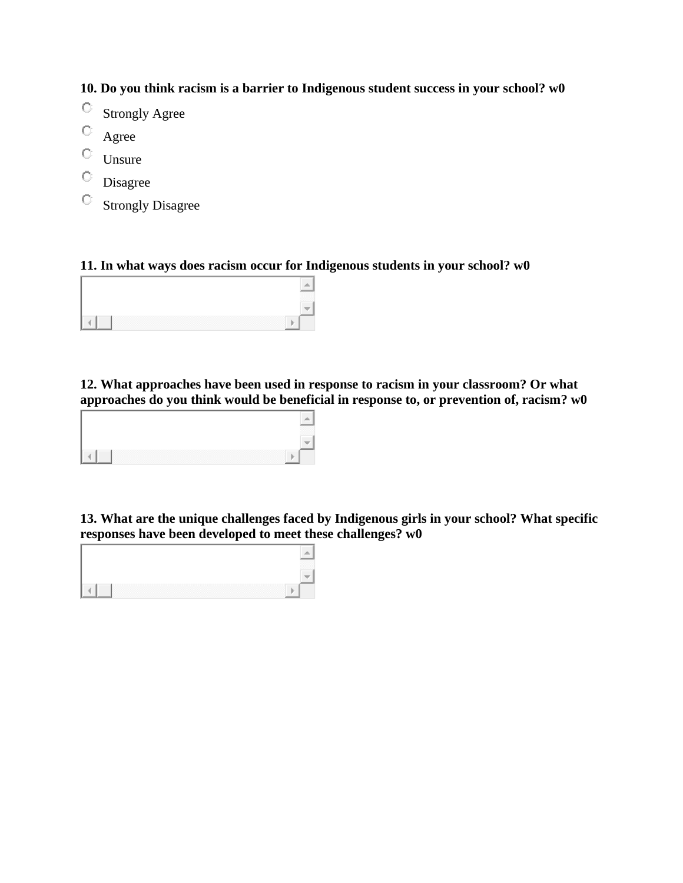**10. Do you think racism is a barrier to Indigenous student success in your school? w0**

- Strongly Agree
- Agree
- Unsure
- Disagree
- Strongly Disagree

**11. In what ways does racism occur for Indigenous students in your school? w0**

**12. What approaches have been used in response to racism in your classroom? Or what approaches do you think would be beneficial in response to, or prevention of, racism? w0**

**13. What are the unique challenges faced by Indigenous girls in your school? What specific responses have been developed to meet these challenges? w0**